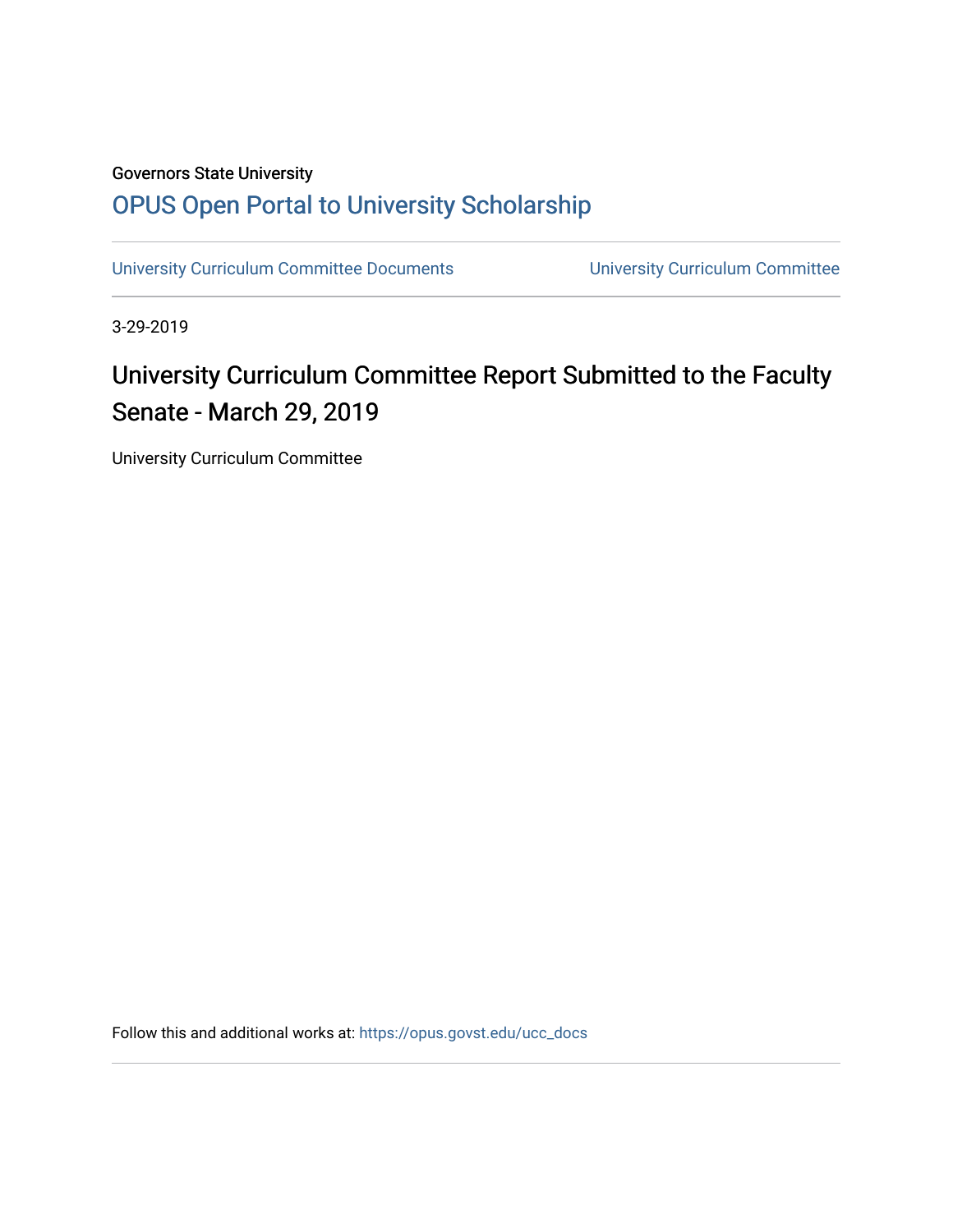Governors State University

OPUS Open Portal to University Scholarship

University Curriculum Committee Documents | University Curriculum Committee

3-29-2019

# University Curriculum Committee Report Submitted to the Faculty Senate - March 29, 2019

University Curriculum Committee

Follow this and additional works at: https://opus.govst.edu/ucc_docs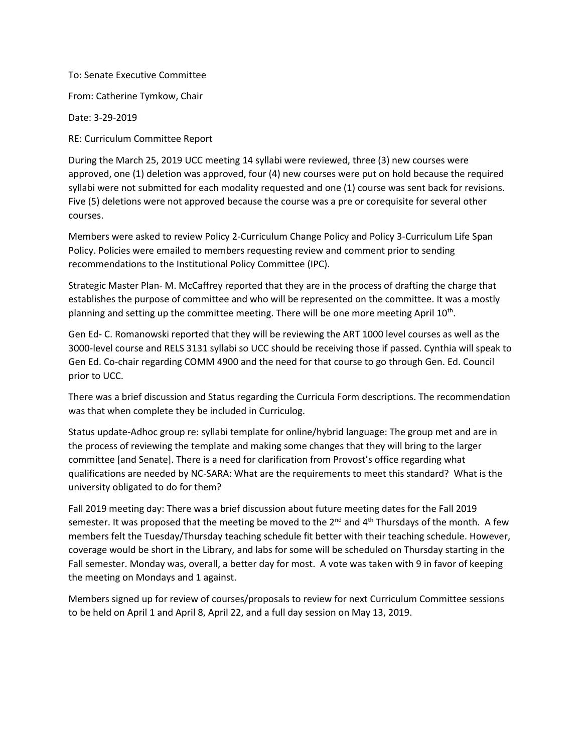To: Senate Executive Committee

From: Catherine Tymkow, Chair

Date: 3-29-2019

RE: Curriculum Committee Report

During the March 25, 2019 UCC meeting 14 syllabi were reviewed, three (3) new courses were approved, one (1) deletion was approved, four (4) new courses were put on hold because the required syllabi were not submitted for each modality requested and one (1) course was sent back for revisions. Five (5) deletions were not approved because the course was a pre or corequisite for several other courses.

Members were asked to review Policy 2-Curriculum Change Policy and Policy 3-Curriculum Life Span Policy. Policies were emailed to members requesting review and comment prior to sending recommendations to the Institutional Policy Committee (IPC).

Strategic Master Plan- M. McCaffrey reported that they are in the process of drafting the charge that establishes the purpose of committee and who will be represented on the committee. It was a mostly planning and setting up the committee meeting. There will be one more meeting April 10th.

Gen Ed- C. Romanowski reported that they will be reviewing the ART 1000 level courses as well as the 3000-level course and RELS 3131 syllabi so UCC should be receiving those if passed. Cynthia will speak to Gen Ed. Co-chair regarding COMM 4900 and the need for that course to go through Gen. Ed. Council prior to UCC.

There was a brief discussion and Status regarding the Curricula Form descriptions. The recommendation was that when complete they be included in Curriculog.

Status update-Adhoc group re: syllabi template for online/hybrid language: The group met and are in the process of reviewing the template and making some changes that they will bring to the larger committee [and Senate]. There is a need for clarification from Provost's office regarding what qualifications are needed by NC-SARA: What are the requirements to meet this standard? What is the university obligated to do for them?

Fall 2019 meeting day: There was a brief discussion about future meeting dates for the Fall 2019 semester. It was proposed that the meeting be moved to the 2nd and 4th Thursdays of the month. A few members felt the Tuesday/Thursday teaching schedule fit better with their teaching schedule. However, coverage would be short in the Library, and labs for some will be scheduled on Thursday starting in the Fall semester. Monday was, overall, a better day for most. A vote was taken with 9 in favor of keeping the meeting on Mondays and 1 against.

Members signed up for review of courses/proposals to review for next Curriculum Committee sessions to be held on April 1 and April 8, April 22, and a full day session on May 13, 2019.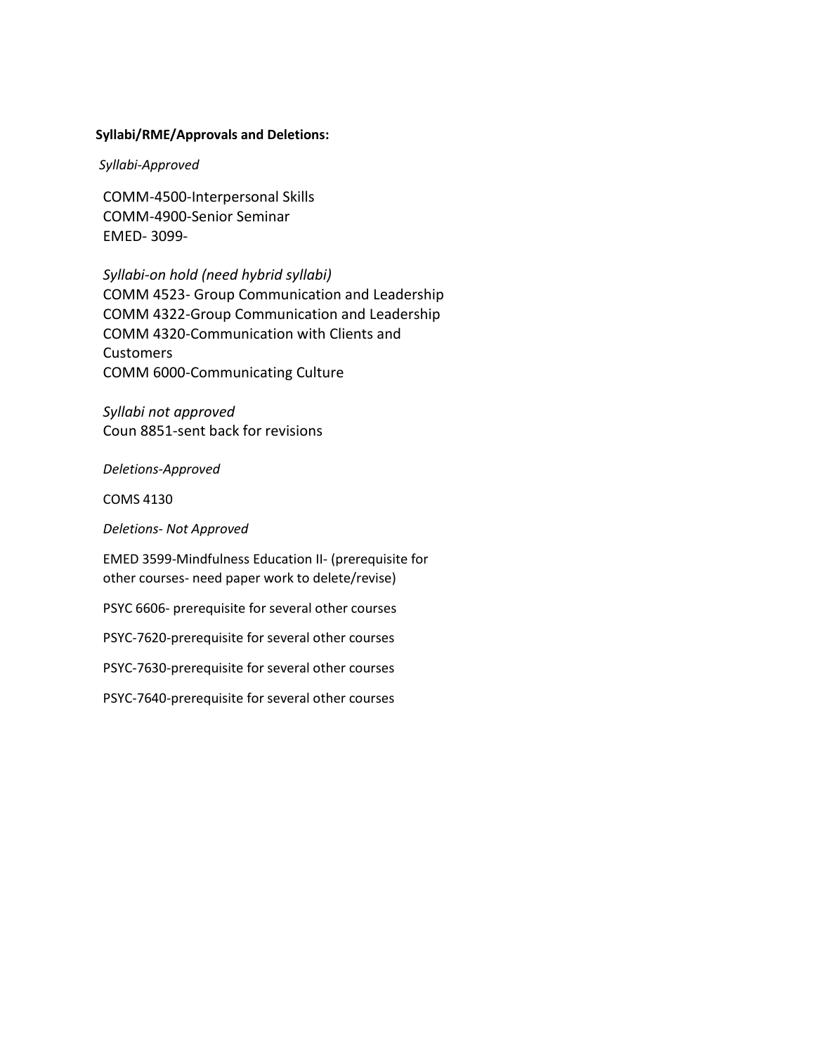**Syllabi/RME/Approvals and Deletions:**

*Syllabi-Approved*

COMM-4500-Interpersonal Skills
COMM-4900-Senior Seminar
EMED- 3099-

*Syllabi-on hold (need hybrid syllabi)*
COMM 4523- Group Communication and Leadership
COMM 4322-Group Communication and Leadership
COMM 4320-Communication with Clients and Customers
COMM 6000-Communicating Culture

*Syllabi not approved*
Coun 8851-sent back for revisions

*Deletions-Approved*

COMS 4130

*Deletions- Not Approved*

EMED 3599-Mindfulness Education II- (prerequisite for other courses- need paper work to delete/revise)

PSYC 6606- prerequisite for several other courses

PSYC-7620-prerequisite for several other courses

PSYC-7630-prerequisite for several other courses

PSYC-7640-prerequisite for several other courses